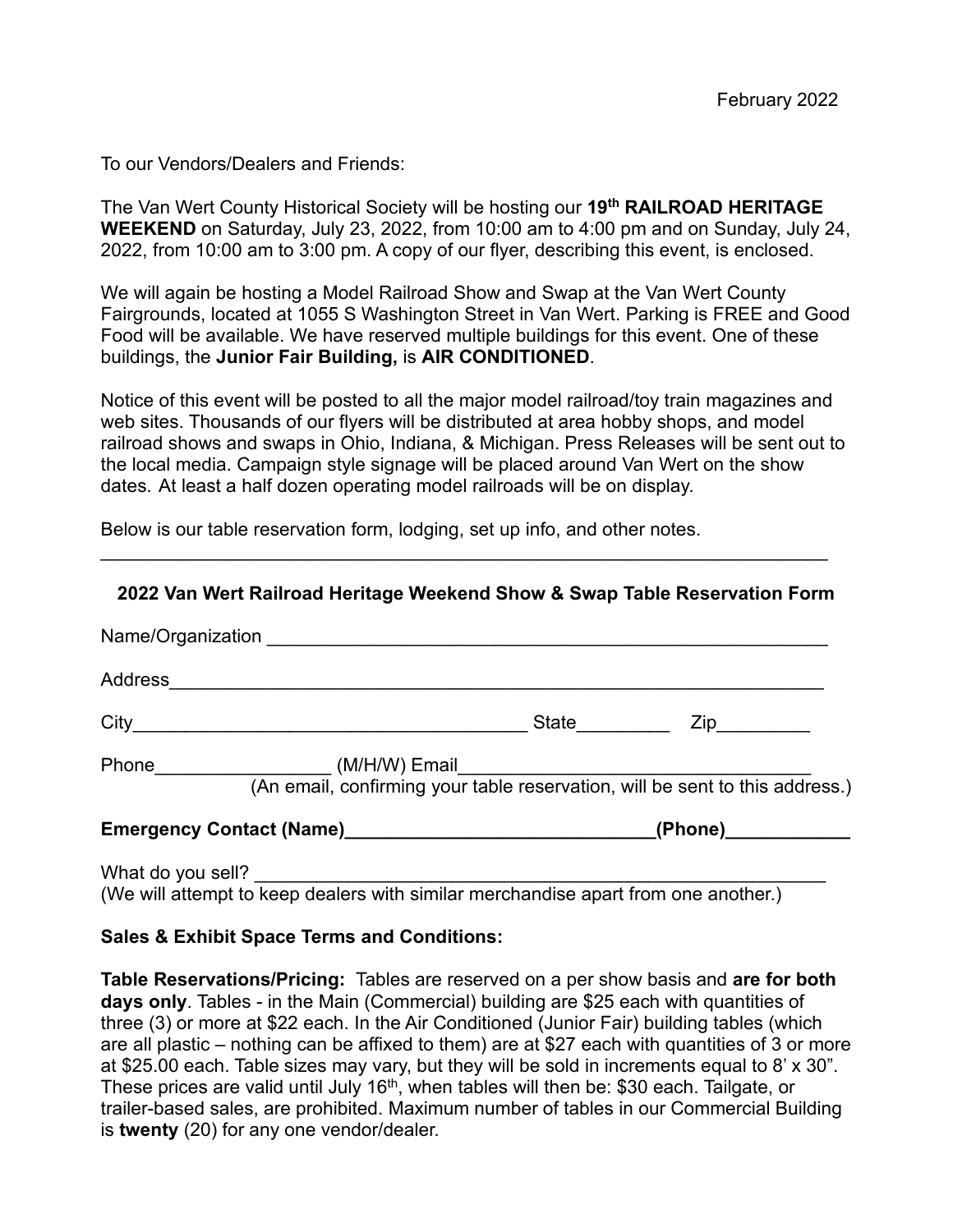February 2022

To our Vendors/Dealers and Friends:

The Van Wert County Historical Society will be hosting our **19th RAILROAD HERITAGE WEEKEND** on Saturday, July 23, 2022, from 10:00 am to 4:00 pm and on Sunday, July 24, 2022, from 10:00 am to 3:00 pm. A copy of our flyer, describing this event, is enclosed.

We will again be hosting a Model Railroad Show and Swap at the Van Wert County Fairgrounds, located at 1055 S Washington Street in Van Wert. Parking is FREE and Good Food will be available. We have reserved multiple buildings for this event. One of these buildings, the **Junior Fair Building,** is **AIR CONDITIONED**.

Notice of this event will be posted to all the major model railroad/toy train magazines and web sites. Thousands of our flyers will be distributed at area hobby shops, and model railroad shows and swaps in Ohio, Indiana, & Michigan. Press Releases will be sent out to the local media. Campaign style signage will be placed around Van Wert on the show dates. At least a half dozen operating model railroads will be on display.

Below is our table reservation form, lodging, set up info, and other notes.

---

### 2022 Van Wert Railroad Heritage Weekend Show & Swap Table Reservation Form

Name/Organization ______________________________________________________

Address_______________________________________________________________

City____________________________________ State_________ Zip_________

Phone_________________ (M/H/W) Email_________________________________
(An email, confirming your table reservation, will be sent to this address.)

**Emergency Contact (Name)_____________________________(Phone)____________**

What do you sell? ______________________________________________________
(We will attempt to keep dealers with similar merchandise apart from one another.)

**Sales & Exhibit Space Terms and Conditions:**

**Table Reservations/Pricing:** Tables are reserved on a per show basis and **are for both days only**. Tables - in the Main (Commercial) building are $25 each with quantities of three (3) or more at $22 each. In the Air Conditioned (Junior Fair) building tables (which are all plastic – nothing can be affixed to them) are at $27 each with quantities of 3 or more at $25.00 each. Table sizes may vary, but they will be sold in increments equal to 8' x 30". These prices are valid until July 16th, when tables will then be: $30 each. Tailgate, or trailer-based sales, are prohibited. Maximum number of tables in our Commercial Building is **twenty** (20) for any one vendor/dealer.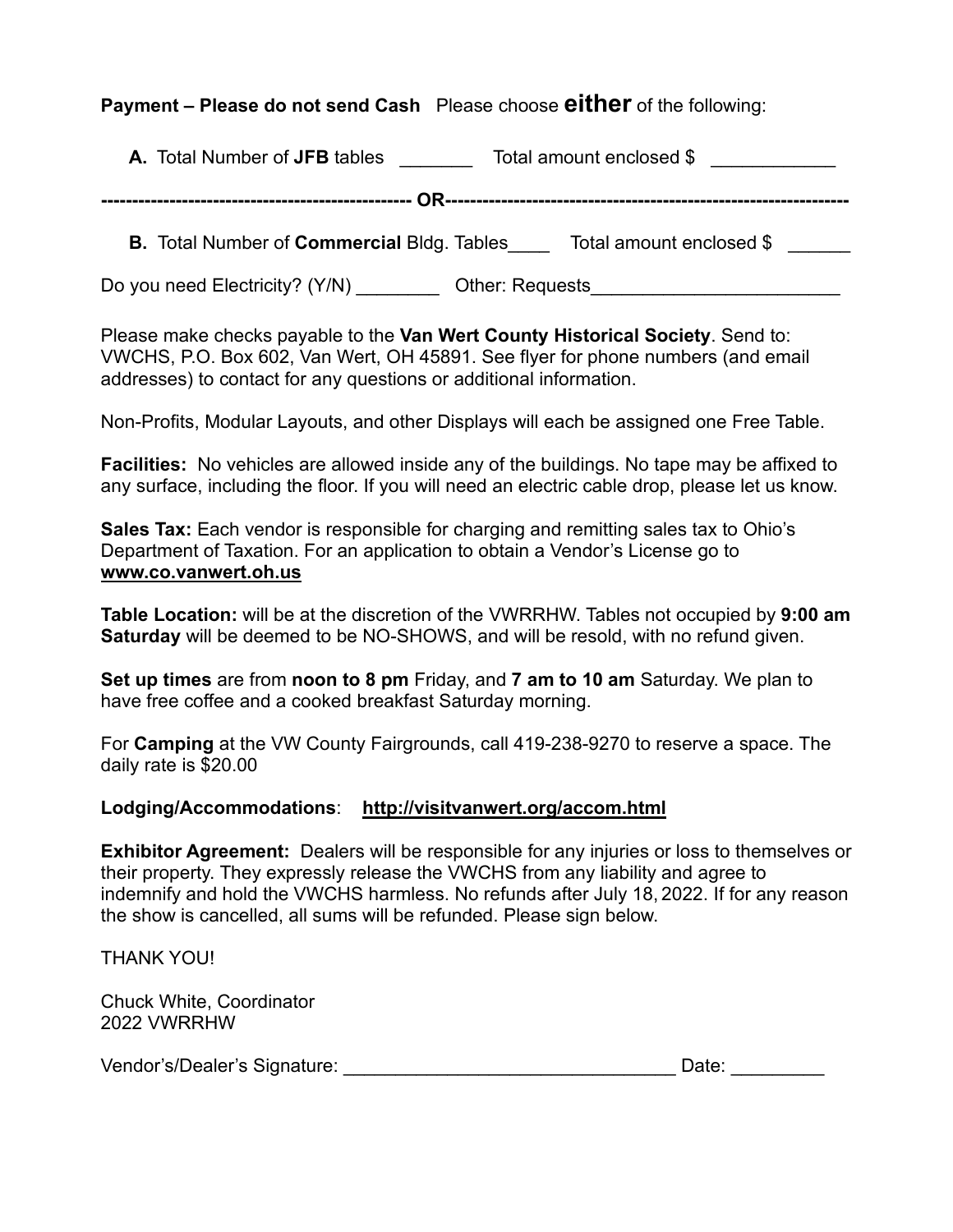**Payment – Please do not send Cash** Please choose **either** of the following:

**A.** Total Number of **JFB** tables _______ Total amount enclosed $ ____________

------------------------------------------------ **OR**--------------------------------------------------------------

**B.** Total Number of **Commercial** Bldg. Tables____ Total amount enclosed $ ______

Do you need Electricity? (Y/N) ________ Other: Requests________________________

Please make checks payable to the **Van Wert County Historical Society**. Send to: VWCHS, P.O. Box 602, Van Wert, OH 45891. See flyer for phone numbers (and email addresses) to contact for any questions or additional information.

Non-Profits, Modular Layouts, and other Displays will each be assigned one Free Table.

**Facilities:** No vehicles are allowed inside any of the buildings. No tape may be affixed to any surface, including the floor. If you will need an electric cable drop, please let us know.

**Sales Tax:** Each vendor is responsible for charging and remitting sales tax to Ohio's Department of Taxation. For an application to obtain a Vendor's License go to **www.co.vanwert.oh.us**

**Table Location:** will be at the discretion of the VWRRHW. Tables not occupied by **9:00 am Saturday** will be deemed to be NO-SHOWS, and will be resold, with no refund given.

**Set up times** are from **noon to 8 pm** Friday, and **7 am to 10 am** Saturday. We plan to have free coffee and a cooked breakfast Saturday morning.

For **Camping** at the VW County Fairgrounds, call 419-238-9270 to reserve a space. The daily rate is $20.00

**Lodging/Accommodations**: **http://visitvanwert.org/accom.html**

**Exhibitor Agreement:** Dealers will be responsible for any injuries or loss to themselves or their property. They expressly release the VWCHS from any liability and agree to indemnify and hold the VWCHS harmless. No refunds after July 18, 2022. If for any reason the show is cancelled, all sums will be refunded. Please sign below.

THANK YOU!

Chuck White, Coordinator
2022 VWRRHW

Vendor's/Dealer's Signature: ________________________________ Date: _________